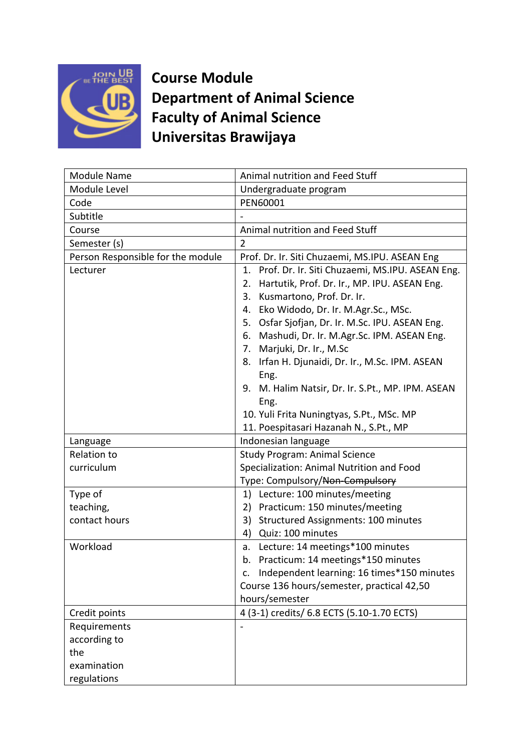# Course Module
# Department of Animal Science
# Faculty of Animal Science
# Universitas Brawijaya

| Module Name | Animal nutrition and Feed Stuff |
|---|---|
| Module Level | Undergraduate program |
| Code | PEN60001 |
| Subtitle | - |
| Course | Animal nutrition and Feed Stuff |
| Semester (s) | 2 |
| Person Responsible for the module | Prof. Dr. Ir. Siti Chuzaemi, MS.IPU. ASEAN Eng |
| Lecturer | 1. Prof. Dr. Ir. Siti Chuzaemi, MS.IPU. ASEAN Eng.<br>2. Hartutik, Prof. Dr. Ir., MP. IPU. ASEAN Eng.<br>3. Kusmartono, Prof. Dr. Ir.<br>4. Eko Widodo, Dr. Ir. M.Agr.Sc., MSc.<br>5. Osfar Sjofjan, Dr. Ir. M.Sc. IPU. ASEAN Eng.<br>6. Mashudi, Dr. Ir. M.Agr.Sc. IPM. ASEAN Eng.<br>7. Marjuki, Dr. Ir., M.Sc<br>8. Irfan H. Djunaidi, Dr. Ir., M.Sc. IPM. ASEAN Eng.<br>9. M. Halim Natsir, Dr. Ir. S.Pt., MP. IPM. ASEAN Eng.<br>10. Yuli Frita Nuningtyas, S.Pt., MSc. MP<br>11. Poespitasari Hazanah N., S.Pt., MP |
| Language | Indonesian language |
| Relation to curriculum | Study Program: Animal Science<br>Specialization: Animal Nutrition and Food<br>Type: Compulsory/~~Non-Compulsory~~ |
| Type of teaching, contact hours | 1) Lecture: 100 minutes/meeting<br>2) Practicum: 150 minutes/meeting<br>3) Structured Assignments: 100 minutes<br>4) Quiz: 100 minutes |
| Workload | a. Lecture: 14 meetings*100 minutes<br>b. Practicum: 14 meetings*150 minutes<br>c. Independent learning: 16 times*150 minutes<br>Course 136 hours/semester, practical 42,50 hours/semester |
| Credit points | 4 (3-1) credits/ 6.8 ECTS (5.10-1.70 ECTS) |
| Requirements according to the examination regulations | - |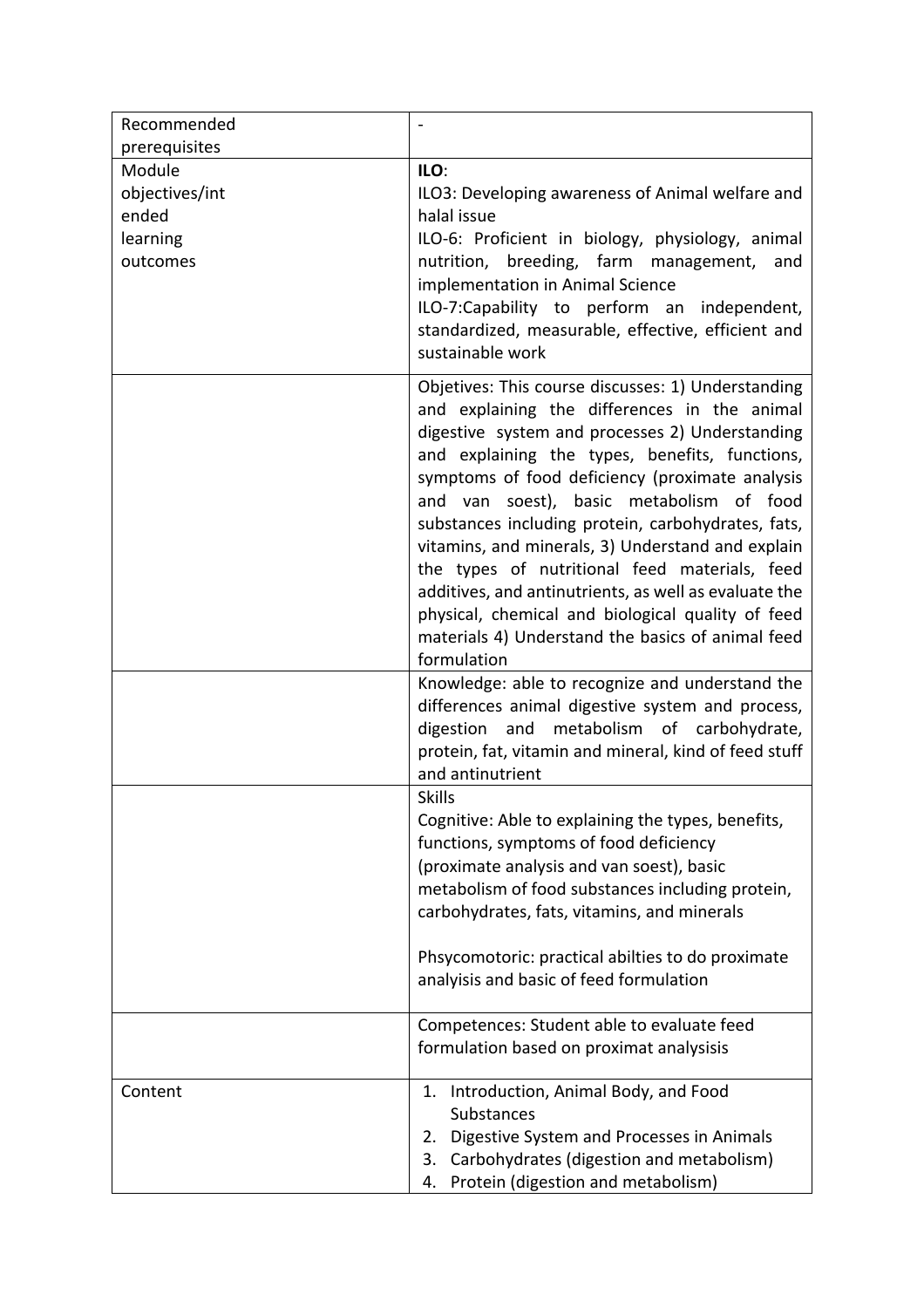| Recommended prerequisites | - |
|---|---|
| Module objectives/intended learning outcomes | **ILO**:<br>ILO3: Developing awareness of Animal welfare and halal issue<br>ILO-6: Proficient in biology, physiology, animal nutrition, breeding, farm management, and implementation in Animal Science<br>ILO-7:Capability to perform an independent, standardized, measurable, effective, efficient and sustainable work |
| | Objetives: This course discusses: 1) Understanding and explaining the differences in the animal digestive system and processes 2) Understanding and explaining the types, benefits, functions, symptoms of food deficiency (proximate analysis and van soest), basic metabolism of food substances including protein, carbohydrates, fats, vitamins, and minerals, 3) Understand and explain the types of nutritional feed materials, feed additives, and antinutrients, as well as evaluate the physical, chemical and biological quality of feed materials 4) Understand the basics of animal feed formulation |
| | Knowledge: able to recognize and understand the differences animal digestive system and process, digestion and metabolism of carbohydrate, protein, fat, vitamin and mineral, kind of feed stuff and antinutrient |
| | Skills<br>Cognitive: Able to explaining the types, benefits, functions, symptoms of food deficiency (proximate analysis and van soest), basic metabolism of food substances including protein, carbohydrates, fats, vitamins, and minerals<br><br>Phsycomotoric: practical abilties to do proximate analyisis and basic of feed formulation |
| | Competences: Student able to evaluate feed formulation based on proximat analysisis |
| Content | 1. Introduction, Animal Body, and Food Substances<br>2. Digestive System and Processes in Animals<br>3. Carbohydrates (digestion and metabolism)<br>4. Protein (digestion and metabolism) |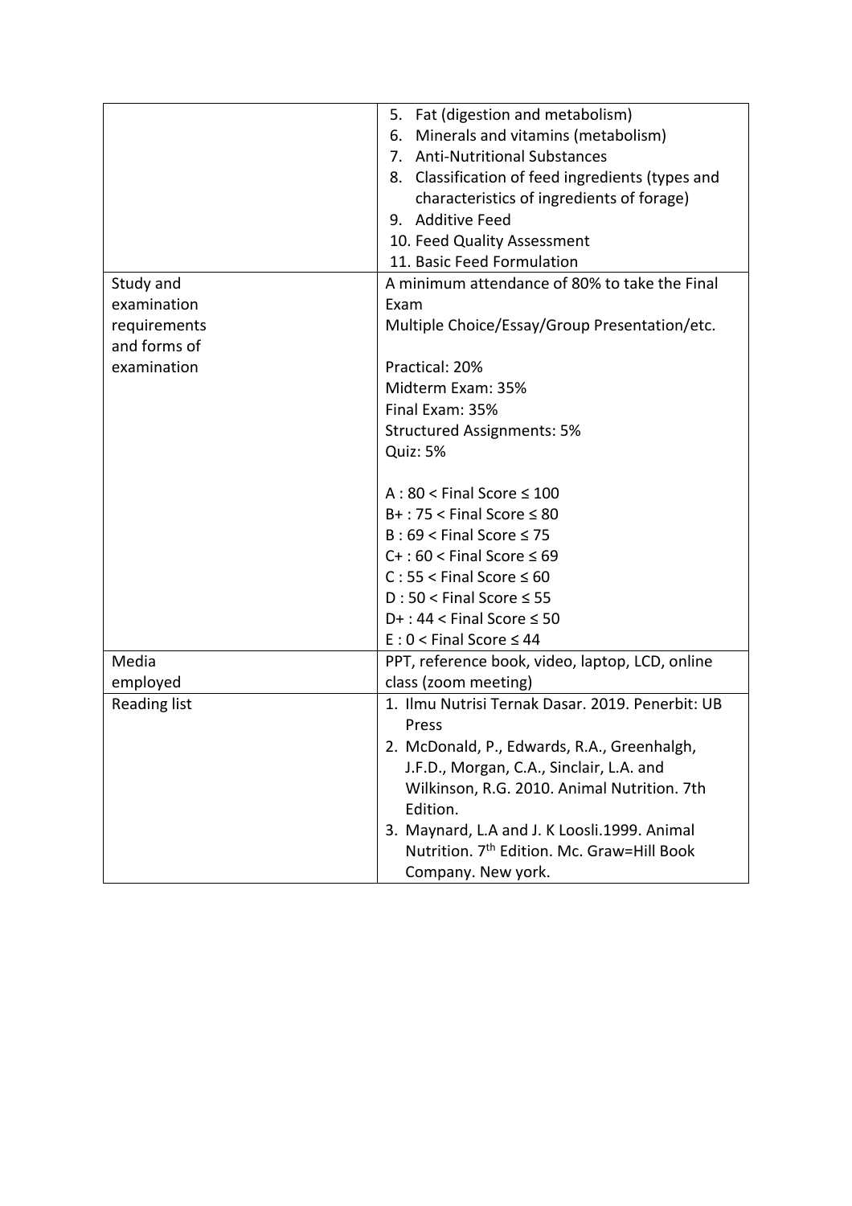| | |
|---|---|
| | 5. Fat (digestion and metabolism)<br>6. Minerals and vitamins (metabolism)<br>7. Anti-Nutritional Substances<br>8. Classification of feed ingredients (types and characteristics of ingredients of forage)<br>9. Additive Feed<br>10. Feed Quality Assessment<br>11. Basic Feed Formulation |
| Study and examination requirements and forms of examination | A minimum attendance of 80% to take the Final Exam<br>Multiple Choice/Essay/Group Presentation/etc.<br><br>Practical: 20%<br>Midterm Exam: 35%<br>Final Exam: 35%<br>Structured Assignments: 5%<br>Quiz: 5%<br><br>A : 80 < Final Score ≤ 100<br>B+ : 75 < Final Score ≤ 80<br>B : 69 < Final Score ≤ 75<br>C+ : 60 < Final Score ≤ 69<br>C : 55 < Final Score ≤ 60<br>D : 50 < Final Score ≤ 55<br>D+ : 44 < Final Score ≤ 50<br>E : 0 < Final Score ≤ 44 |
| Media employed | PPT, reference book, video, laptop, LCD, online class (zoom meeting) |
| Reading list | 1. Ilmu Nutrisi Ternak Dasar. 2019. Penerbit: UB Press<br>2. McDonald, P., Edwards, R.A., Greenhalgh, J.F.D., Morgan, C.A., Sinclair, L.A. and Wilkinson, R.G. 2010. Animal Nutrition. 7th Edition.<br>3. Maynard, L.A and J. K Loosli.1999. Animal Nutrition. 7th Edition. Mc. Graw=Hill Book Company. New york. |